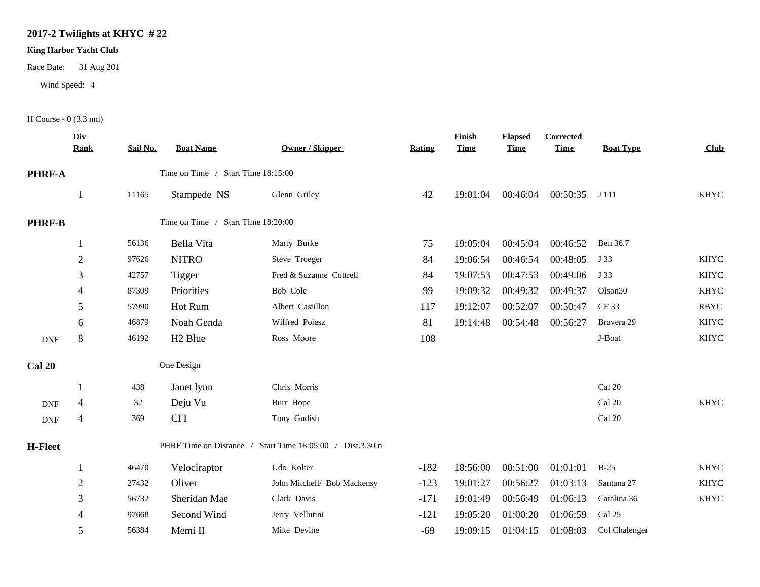# 2017-2 Twilights at KHYC # 22

**King Harbor Yacht Club**

Race Date: 31 Aug 201

Wind Speed: 4

H Course - 0 (3.3 nm)

| | Div Rank | Sail No. | Boat Name | Owner / Skipper | Rating | Finish Time | Elapsed Time | Corrected Time | Boat Type | Club |
|---|---|---|---|---|---|---|---|---|---|---|
| **PHRF-A** | | | Time on Time / Start Time 18:15:00 | | | | | | | |
| | 1 | 11165 | Stampede NS | Glenn Griley | 42 | 19:01:04 | 00:46:04 | 00:50:35 | J 111 | KHYC |
| **PHRF-B** | | | Time on Time / Start Time 18:20:00 | | | | | | | |
| | 1 | 56136 | Bella Vita | Marty Burke | 75 | 19:05:04 | 00:45:04 | 00:46:52 | Ben 36.7 | |
| | 2 | 97626 | NITRO | Steve Troeger | 84 | 19:06:54 | 00:46:54 | 00:48:05 | J 33 | KHYC |
| | 3 | 42757 | Tigger | Fred & Suzanne Cottrell | 84 | 19:07:53 | 00:47:53 | 00:49:06 | J 33 | KHYC |
| | 4 | 87309 | Priorities | Bob Cole | 99 | 19:09:32 | 00:49:32 | 00:49:37 | Olson30 | KHYC |
| | 5 | 57990 | Hot Rum | Albert Castillon | 117 | 19:12:07 | 00:52:07 | 00:50:47 | CF 33 | RBYC |
| | 6 | 46879 | Noah Genda | Wilfred Poiesz | 81 | 19:14:48 | 00:54:48 | 00:56:27 | Bravera 29 | KHYC |
| DNF | 8 | 46192 | H2 Blue | Ross Moore | 108 | | | | J-Boat | KHYC |
| **Cal 20** | | | One Design | | | | | | | |
| | 1 | 438 | Janet lynn | Chris Morris | | | | | Cal 20 | |
| DNF | 4 | 32 | Deju Vu | Burr Hope | | | | | Cal 20 | KHYC |
| DNF | 4 | 369 | CFI | Tony Gudish | | | | | Cal 20 | |
| **H-Fleet** | | | PHRF Time on Distance / Start Time 18:05:00 / Dist.3.30 n | | | | | | | |
| | 1 | 46470 | Velociraptor | Udo Kolter | -182 | 18:56:00 | 00:51:00 | 01:01:01 | B-25 | KHYC |
| | 2 | 27432 | Oliver | John Mitchell/ Bob Mackensy | -123 | 19:01:27 | 00:56:27 | 01:03:13 | Santana 27 | KHYC |
| | 3 | 56732 | Sheridan Mae | Clark Davis | -171 | 19:01:49 | 00:56:49 | 01:06:13 | Catalina 36 | KHYC |
| | 4 | 97668 | Second Wind | Jerry Vellutini | -121 | 19:05:20 | 01:00:20 | 01:06:59 | Cal 25 | |
| | 5 | 56384 | Memi II | Mike Devine | -69 | 19:09:15 | 01:04:15 | 01:08:03 | Col Chalenger | |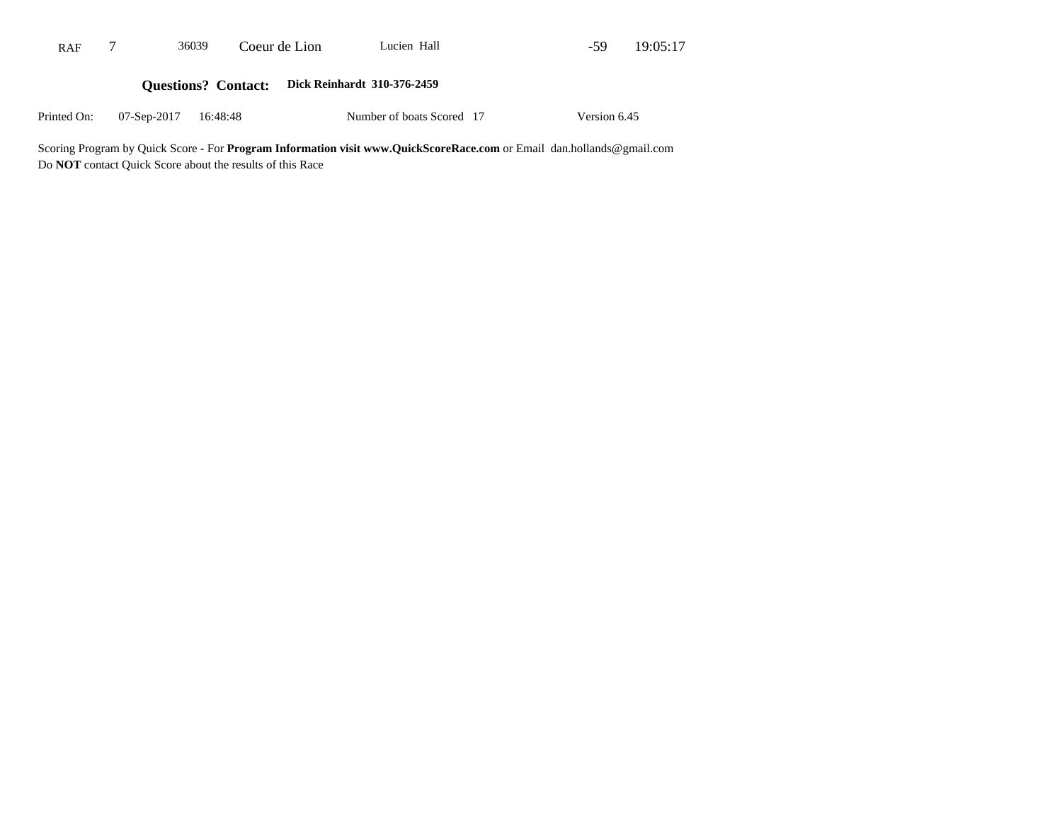| | | | | | | |
|---|---|---|---|---|---|---|
| RAF | 7 | 36039 | Coeur de Lion | Lucien Hall | -59 | 19:05:17 |

**Questions? Contact:** **Dick Reinhardt 310-376-2459**

Printed On: 07-Sep-2017 16:48:48 Number of boats Scored 17 Version 6.45

Scoring Program by Quick Score - For **Program Information visit www.QuickScoreRace.com** or Email dan.hollands@gmail.com
Do **NOT** contact Quick Score about the results of this Race